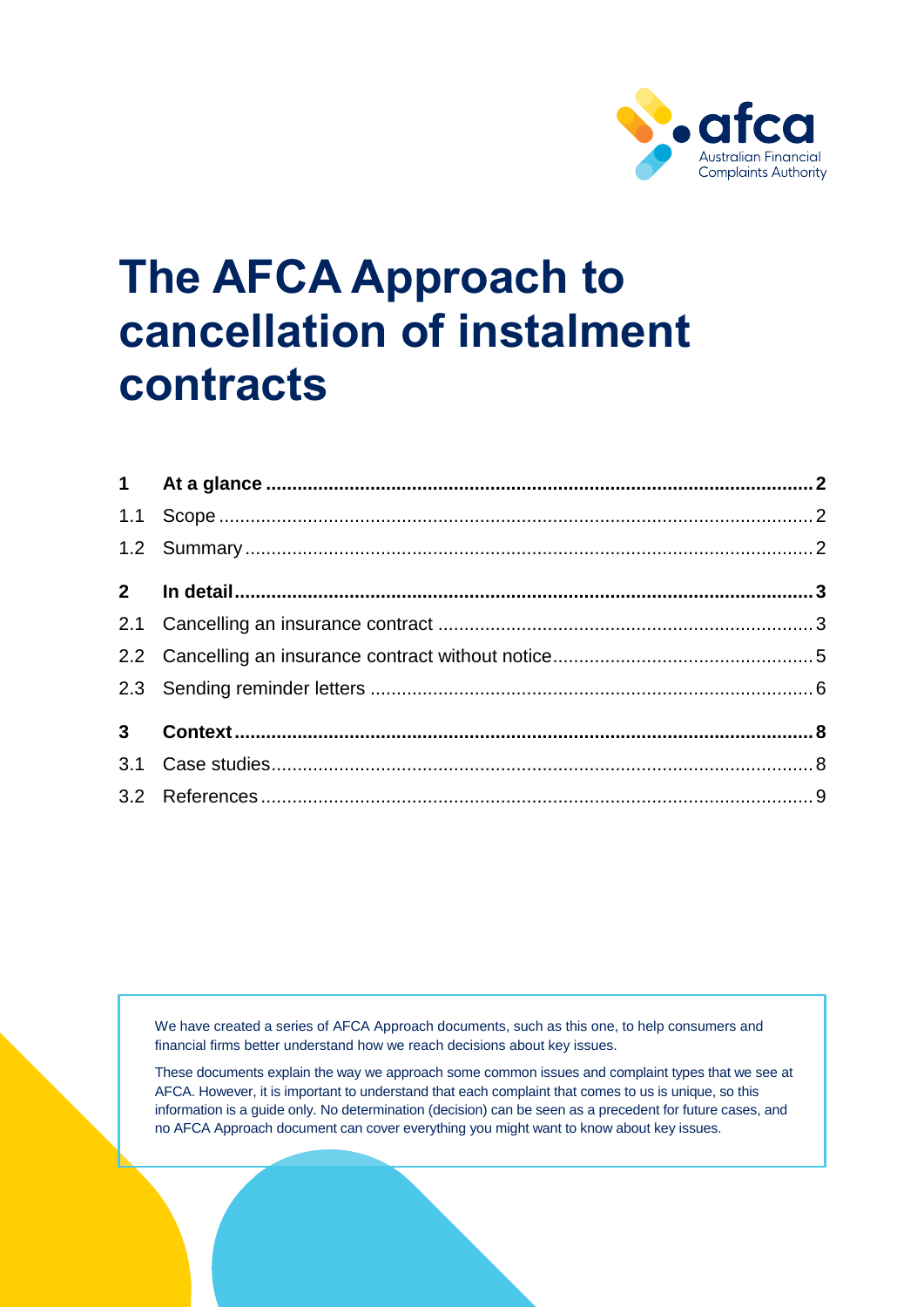# The AFCA Approach to cancellation of instalment contracts

| | | |
|---|---|---|
| **1** | **At a glance** | **2** |
| 1.1 | Scope | 2 |
| 1.2 | Summary | 2 |
| **2** | **In detail** | **3** |
| 2.1 | Cancelling an insurance contract | 3 |
| 2.2 | Cancelling an insurance contract without notice | 5 |
| 2.3 | Sending reminder letters | 6 |
| **3** | **Context** | **8** |
| 3.1 | Case studies | 8 |
| 3.2 | References | 9 |

We have created a series of AFCA Approach documents, such as this one, to help consumers and financial firms better understand how we reach decisions about key issues.

These documents explain the way we approach some common issues and complaint types that we see at AFCA. However, it is important to understand that each complaint that comes to us is unique, so this information is a guide only. No determination (decision) can be seen as a precedent for future cases, and no AFCA Approach document can cover everything you might want to know about key issues.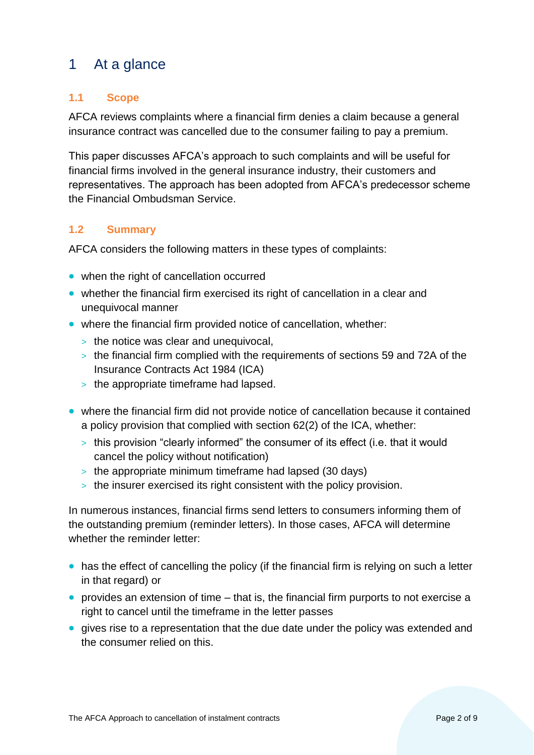# 1 At a glance

## 1.1 Scope

AFCA reviews complaints where a financial firm denies a claim because a general insurance contract was cancelled due to the consumer failing to pay a premium.

This paper discusses AFCA's approach to such complaints and will be useful for financial firms involved in the general insurance industry, their customers and representatives. The approach has been adopted from AFCA's predecessor scheme the Financial Ombudsman Service.

## 1.2 Summary

AFCA considers the following matters in these types of complaints:

- when the right of cancellation occurred
- whether the financial firm exercised its right of cancellation in a clear and unequivocal manner
- where the financial firm provided notice of cancellation, whether:
  - the notice was clear and unequivocal,
  - the financial firm complied with the requirements of sections 59 and 72A of the Insurance Contracts Act 1984 (ICA)
  - the appropriate timeframe had lapsed.
- where the financial firm did not provide notice of cancellation because it contained a policy provision that complied with section 62(2) of the ICA, whether:
  - this provision "clearly informed" the consumer of its effect (i.e. that it would cancel the policy without notification)
  - the appropriate minimum timeframe had lapsed (30 days)
  - the insurer exercised its right consistent with the policy provision.

In numerous instances, financial firms send letters to consumers informing them of the outstanding premium (reminder letters). In those cases, AFCA will determine whether the reminder letter:

- has the effect of cancelling the policy (if the financial firm is relying on such a letter in that regard) or
- provides an extension of time – that is, the financial firm purports to not exercise a right to cancel until the timeframe in the letter passes
- gives rise to a representation that the due date under the policy was extended and the consumer relied on this.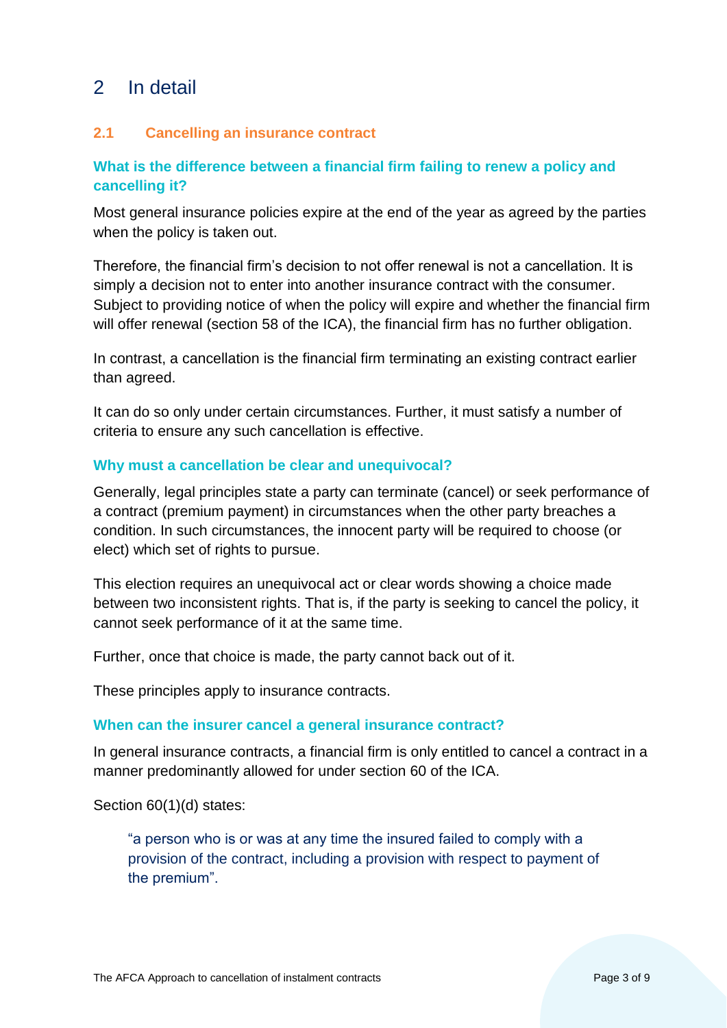# 2 In detail

## 2.1 Cancelling an insurance contract

### What is the difference between a financial firm failing to renew a policy and cancelling it?

Most general insurance policies expire at the end of the year as agreed by the parties when the policy is taken out.

Therefore, the financial firm's decision to not offer renewal is not a cancellation. It is simply a decision not to enter into another insurance contract with the consumer. Subject to providing notice of when the policy will expire and whether the financial firm will offer renewal (section 58 of the ICA), the financial firm has no further obligation.

In contrast, a cancellation is the financial firm terminating an existing contract earlier than agreed.

It can do so only under certain circumstances. Further, it must satisfy a number of criteria to ensure any such cancellation is effective.

### Why must a cancellation be clear and unequivocal?

Generally, legal principles state a party can terminate (cancel) or seek performance of a contract (premium payment) in circumstances when the other party breaches a condition. In such circumstances, the innocent party will be required to choose (or elect) which set of rights to pursue.

This election requires an unequivocal act or clear words showing a choice made between two inconsistent rights. That is, if the party is seeking to cancel the policy, it cannot seek performance of it at the same time.

Further, once that choice is made, the party cannot back out of it.

These principles apply to insurance contracts.

### When can the insurer cancel a general insurance contract?

In general insurance contracts, a financial firm is only entitled to cancel a contract in a manner predominantly allowed for under section 60 of the ICA.

Section 60(1)(d) states:

> "a person who is or was at any time the insured failed to comply with a provision of the contract, including a provision with respect to payment of the premium".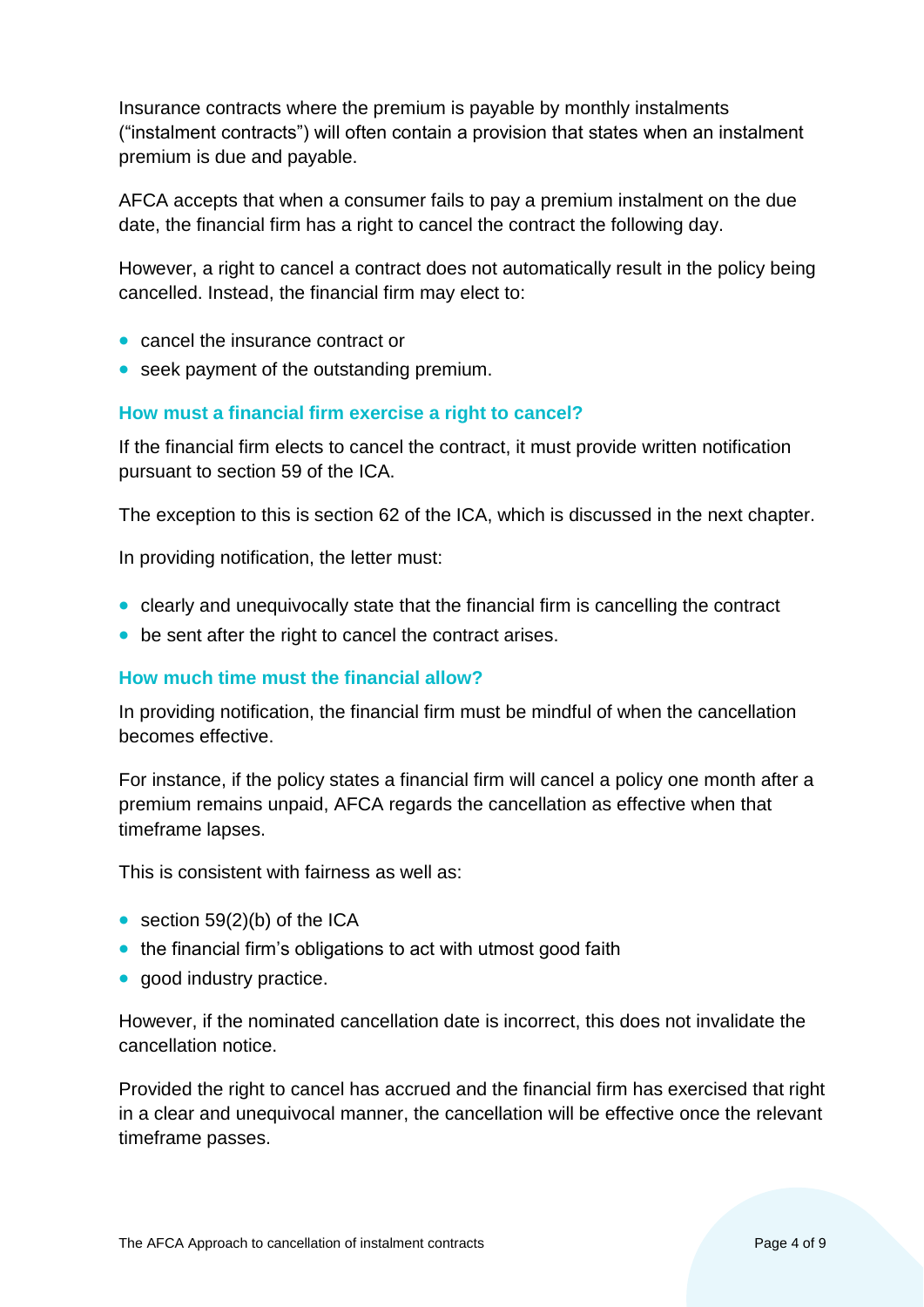Insurance contracts where the premium is payable by monthly instalments ("instalment contracts") will often contain a provision that states when an instalment premium is due and payable.

AFCA accepts that when a consumer fails to pay a premium instalment on the due date, the financial firm has a right to cancel the contract the following day.

However, a right to cancel a contract does not automatically result in the policy being cancelled. Instead, the financial firm may elect to:

- cancel the insurance contract or
- seek payment of the outstanding premium.

### How must a financial firm exercise a right to cancel?

If the financial firm elects to cancel the contract, it must provide written notification pursuant to section 59 of the ICA.

The exception to this is section 62 of the ICA, which is discussed in the next chapter.

In providing notification, the letter must:

- clearly and unequivocally state that the financial firm is cancelling the contract
- be sent after the right to cancel the contract arises.

### How much time must the financial allow?

In providing notification, the financial firm must be mindful of when the cancellation becomes effective.

For instance, if the policy states a financial firm will cancel a policy one month after a premium remains unpaid, AFCA regards the cancellation as effective when that timeframe lapses.

This is consistent with fairness as well as:

- section 59(2)(b) of the ICA
- the financial firm's obligations to act with utmost good faith
- good industry practice.

However, if the nominated cancellation date is incorrect, this does not invalidate the cancellation notice.

Provided the right to cancel has accrued and the financial firm has exercised that right in a clear and unequivocal manner, the cancellation will be effective once the relevant timeframe passes.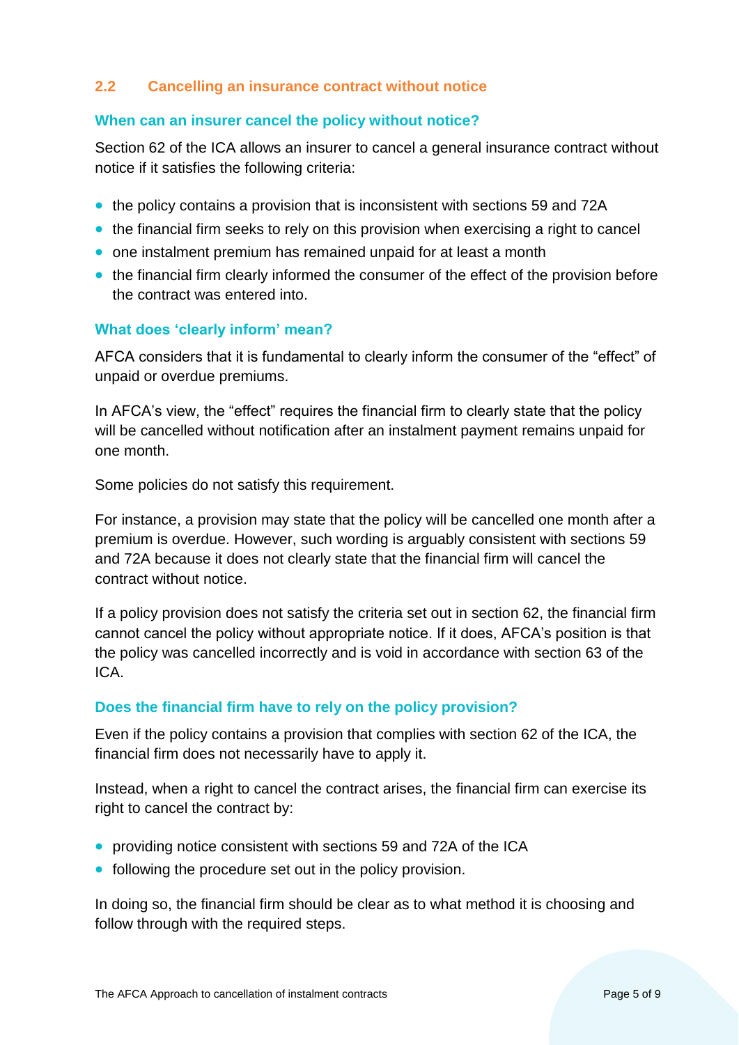## 2.2 Cancelling an insurance contract without notice

### When can an insurer cancel the policy without notice?

Section 62 of the ICA allows an insurer to cancel a general insurance contract without notice if it satisfies the following criteria:

- the policy contains a provision that is inconsistent with sections 59 and 72A
- the financial firm seeks to rely on this provision when exercising a right to cancel
- one instalment premium has remained unpaid for at least a month
- the financial firm clearly informed the consumer of the effect of the provision before the contract was entered into.

### What does 'clearly inform' mean?

AFCA considers that it is fundamental to clearly inform the consumer of the "effect" of unpaid or overdue premiums.

In AFCA's view, the "effect" requires the financial firm to clearly state that the policy will be cancelled without notification after an instalment payment remains unpaid for one month.

Some policies do not satisfy this requirement.

For instance, a provision may state that the policy will be cancelled one month after a premium is overdue. However, such wording is arguably consistent with sections 59 and 72A because it does not clearly state that the financial firm will cancel the contract without notice.

If a policy provision does not satisfy the criteria set out in section 62, the financial firm cannot cancel the policy without appropriate notice. If it does, AFCA's position is that the policy was cancelled incorrectly and is void in accordance with section 63 of the ICA.

### Does the financial firm have to rely on the policy provision?

Even if the policy contains a provision that complies with section 62 of the ICA, the financial firm does not necessarily have to apply it.

Instead, when a right to cancel the contract arises, the financial firm can exercise its right to cancel the contract by:

- providing notice consistent with sections 59 and 72A of the ICA
- following the procedure set out in the policy provision.

In doing so, the financial firm should be clear as to what method it is choosing and follow through with the required steps.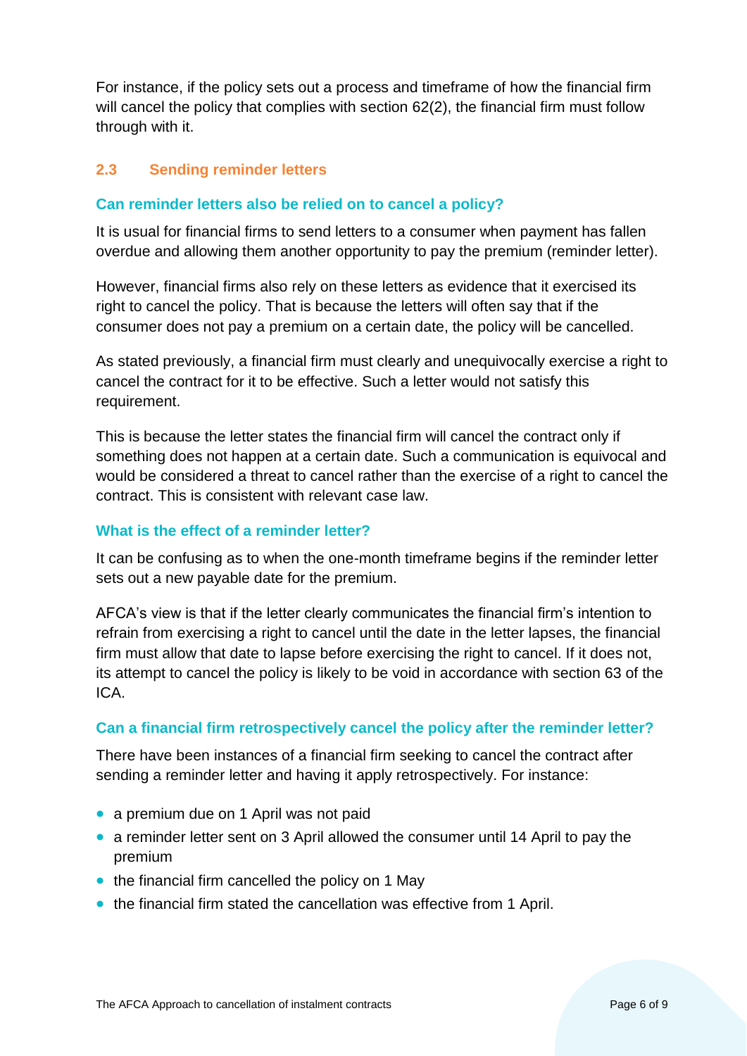For instance, if the policy sets out a process and timeframe of how the financial firm will cancel the policy that complies with section 62(2), the financial firm must follow through with it.

## 2.3 Sending reminder letters

### Can reminder letters also be relied on to cancel a policy?

It is usual for financial firms to send letters to a consumer when payment has fallen overdue and allowing them another opportunity to pay the premium (reminder letter).

However, financial firms also rely on these letters as evidence that it exercised its right to cancel the policy. That is because the letters will often say that if the consumer does not pay a premium on a certain date, the policy will be cancelled.

As stated previously, a financial firm must clearly and unequivocally exercise a right to cancel the contract for it to be effective. Such a letter would not satisfy this requirement.

This is because the letter states the financial firm will cancel the contract only if something does not happen at a certain date. Such a communication is equivocal and would be considered a threat to cancel rather than the exercise of a right to cancel the contract. This is consistent with relevant case law.

### What is the effect of a reminder letter?

It can be confusing as to when the one-month timeframe begins if the reminder letter sets out a new payable date for the premium.

AFCA's view is that if the letter clearly communicates the financial firm's intention to refrain from exercising a right to cancel until the date in the letter lapses, the financial firm must allow that date to lapse before exercising the right to cancel. If it does not, its attempt to cancel the policy is likely to be void in accordance with section 63 of the ICA.

### Can a financial firm retrospectively cancel the policy after the reminder letter?

There have been instances of a financial firm seeking to cancel the contract after sending a reminder letter and having it apply retrospectively. For instance:

- a premium due on 1 April was not paid
- a reminder letter sent on 3 April allowed the consumer until 14 April to pay the premium
- the financial firm cancelled the policy on 1 May
- the financial firm stated the cancellation was effective from 1 April.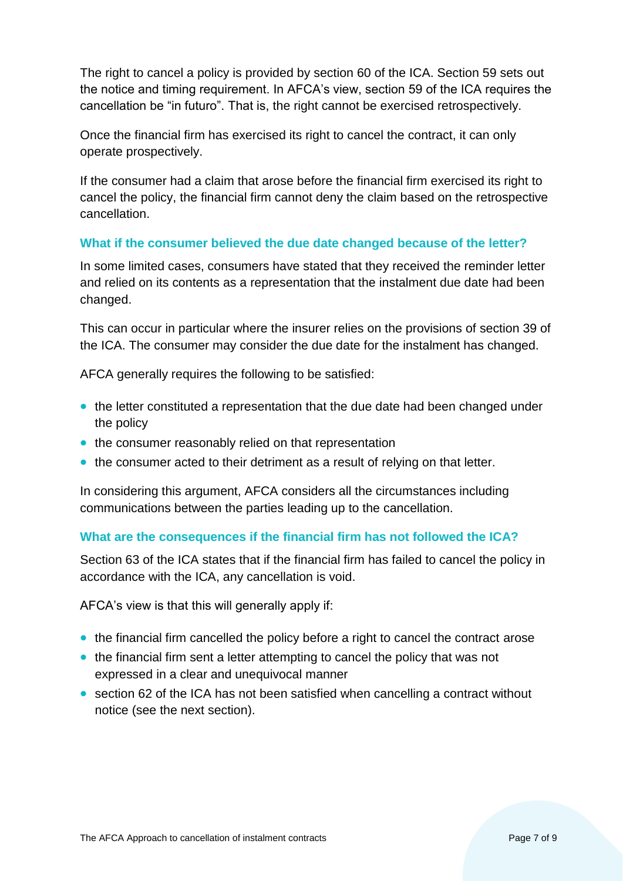The right to cancel a policy is provided by section 60 of the ICA. Section 59 sets out the notice and timing requirement. In AFCA's view, section 59 of the ICA requires the cancellation be "in futuro". That is, the right cannot be exercised retrospectively.

Once the financial firm has exercised its right to cancel the contract, it can only operate prospectively.

If the consumer had a claim that arose before the financial firm exercised its right to cancel the policy, the financial firm cannot deny the claim based on the retrospective cancellation.

### What if the consumer believed the due date changed because of the letter?

In some limited cases, consumers have stated that they received the reminder letter and relied on its contents as a representation that the instalment due date had been changed.

This can occur in particular where the insurer relies on the provisions of section 39 of the ICA. The consumer may consider the due date for the instalment has changed.

AFCA generally requires the following to be satisfied:

- the letter constituted a representation that the due date had been changed under the policy
- the consumer reasonably relied on that representation
- the consumer acted to their detriment as a result of relying on that letter.

In considering this argument, AFCA considers all the circumstances including communications between the parties leading up to the cancellation.

### What are the consequences if the financial firm has not followed the ICA?

Section 63 of the ICA states that if the financial firm has failed to cancel the policy in accordance with the ICA, any cancellation is void.

AFCA's view is that this will generally apply if:

- the financial firm cancelled the policy before a right to cancel the contract arose
- the financial firm sent a letter attempting to cancel the policy that was not expressed in a clear and unequivocal manner
- section 62 of the ICA has not been satisfied when cancelling a contract without notice (see the next section).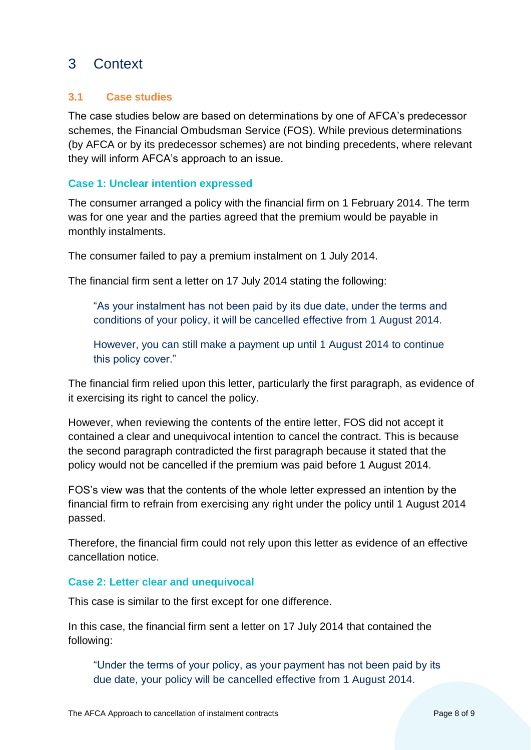# 3 Context

## 3.1 Case studies

The case studies below are based on determinations by one of AFCA's predecessor schemes, the Financial Ombudsman Service (FOS). While previous determinations (by AFCA or by its predecessor schemes) are not binding precedents, where relevant they will inform AFCA's approach to an issue.

### Case 1: Unclear intention expressed

The consumer arranged a policy with the financial firm on 1 February 2014. The term was for one year and the parties agreed that the premium would be payable in monthly instalments.

The consumer failed to pay a premium instalment on 1 July 2014.

The financial firm sent a letter on 17 July 2014 stating the following:

> "As your instalment has not been paid by its due date, under the terms and conditions of your policy, it will be cancelled effective from 1 August 2014.
>
> However, you can still make a payment up until 1 August 2014 to continue this policy cover."

The financial firm relied upon this letter, particularly the first paragraph, as evidence of it exercising its right to cancel the policy.

However, when reviewing the contents of the entire letter, FOS did not accept it contained a clear and unequivocal intention to cancel the contract. This is because the second paragraph contradicted the first paragraph because it stated that the policy would not be cancelled if the premium was paid before 1 August 2014.

FOS's view was that the contents of the whole letter expressed an intention by the financial firm to refrain from exercising any right under the policy until 1 August 2014 passed.

Therefore, the financial firm could not rely upon this letter as evidence of an effective cancellation notice.

### Case 2: Letter clear and unequivocal

This case is similar to the first except for one difference.

In this case, the financial firm sent a letter on 17 July 2014 that contained the following:

> "Under the terms of your policy, as your payment has not been paid by its due date, your policy will be cancelled effective from 1 August 2014.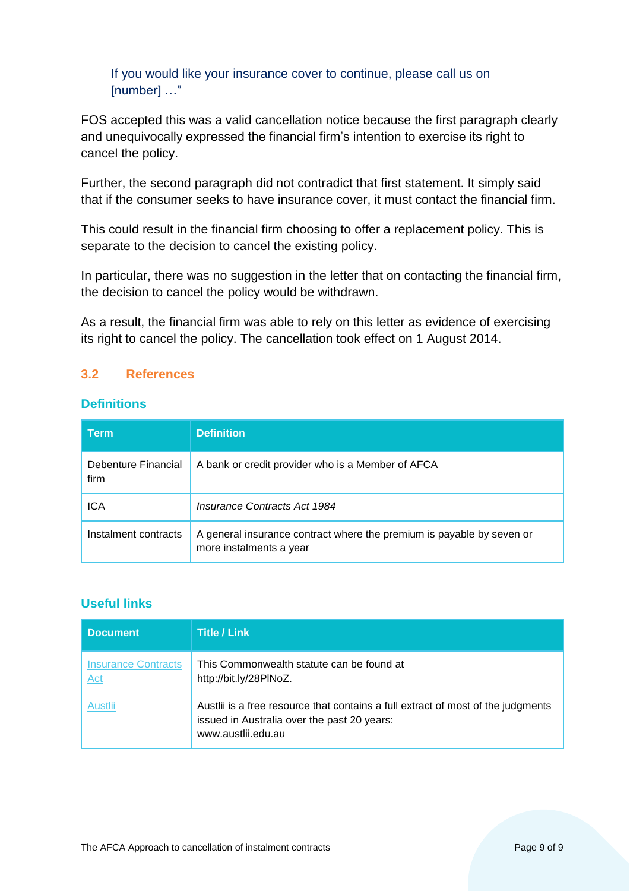If you would like your insurance cover to continue, please call us on [number] …"

FOS accepted this was a valid cancellation notice because the first paragraph clearly and unequivocally expressed the financial firm's intention to exercise its right to cancel the policy.

Further, the second paragraph did not contradict that first statement. It simply said that if the consumer seeks to have insurance cover, it must contact the financial firm.

This could result in the financial firm choosing to offer a replacement policy. This is separate to the decision to cancel the existing policy.

In particular, there was no suggestion in the letter that on contacting the financial firm, the decision to cancel the policy would be withdrawn.

As a result, the financial firm was able to rely on this letter as evidence of exercising its right to cancel the policy. The cancellation took effect on 1 August 2014.

## 3.2 References

### Definitions

| Term | Definition |
|---|---|
| Debenture Financial firm | A bank or credit provider who is a Member of AFCA |
| ICA | *Insurance Contracts Act 1984* |
| Instalment contracts | A general insurance contract where the premium is payable by seven or more instalments a year |

### Useful links

| Document | Title / Link |
|---|---|
| Insurance Contracts Act | This Commonwealth statute can be found at http://bit.ly/28PlNoZ. |
| Austlii | Austlii is a free resource that contains a full extract of most of the judgments issued in Australia over the past 20 years: www.austlii.edu.au |